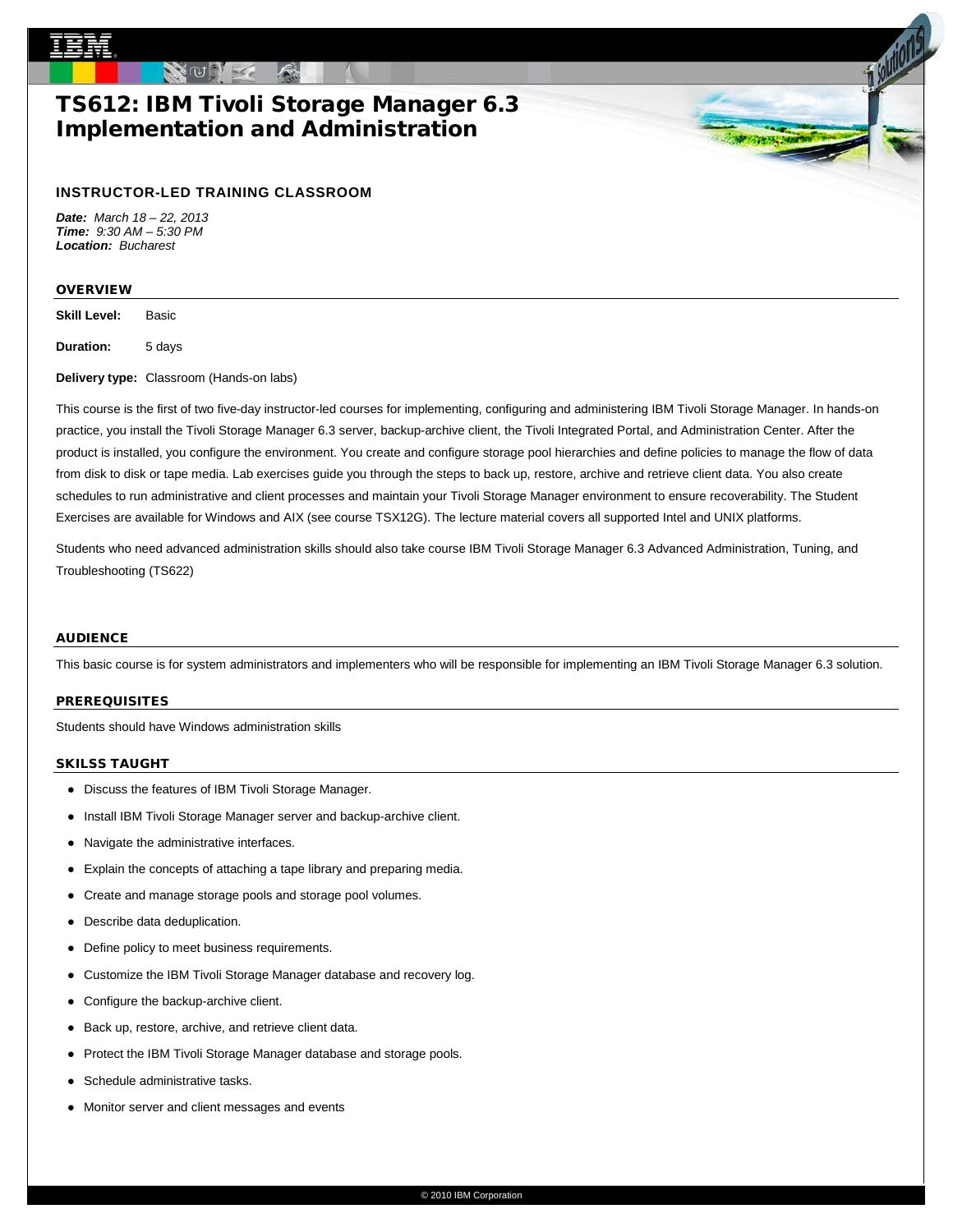# TS612: IBM Tivoli Storage Manager 6.3 Implementation and Administration

### INSTRUCTOR-LED TRAINING CLASSROOM

***Date:*** *March 18 – 22, 2013*
***Time:*** *9:30 AM – 5:30 PM*
***Location:*** *Bucharest*

## OVERVIEW

**Skill Level:** Basic

**Duration:** 5 days

**Delivery type:** Classroom (Hands-on labs)

This course is the first of two five-day instructor-led courses for implementing, configuring and administering IBM Tivoli Storage Manager. In hands-on practice, you install the Tivoli Storage Manager 6.3 server, backup-archive client, the Tivoli Integrated Portal, and Administration Center. After the product is installed, you configure the environment. You create and configure storage pool hierarchies and define policies to manage the flow of data from disk to disk or tape media. Lab exercises guide you through the steps to back up, restore, archive and retrieve client data. You also create schedules to run administrative and client processes and maintain your Tivoli Storage Manager environment to ensure recoverability. The Student Exercises are available for Windows and AIX (see course TSX12G). The lecture material covers all supported Intel and UNIX platforms.

Students who need advanced administration skills should also take course IBM Tivoli Storage Manager 6.3 Advanced Administration, Tuning, and Troubleshooting (TS622)

## AUDIENCE

This basic course is for system administrators and implementers who will be responsible for implementing an IBM Tivoli Storage Manager 6.3 solution.

## PREREQUISITES

Students should have Windows administration skills

## SKILSS TAUGHT

- Discuss the features of IBM Tivoli Storage Manager.
- Install IBM Tivoli Storage Manager server and backup-archive client.
- Navigate the administrative interfaces.
- Explain the concepts of attaching a tape library and preparing media.
- Create and manage storage pools and storage pool volumes.
- Describe data deduplication.
- Define policy to meet business requirements.
- Customize the IBM Tivoli Storage Manager database and recovery log.
- Configure the backup-archive client.
- Back up, restore, archive, and retrieve client data.
- Protect the IBM Tivoli Storage Manager database and storage pools.
- Schedule administrative tasks.
- Monitor server and client messages and events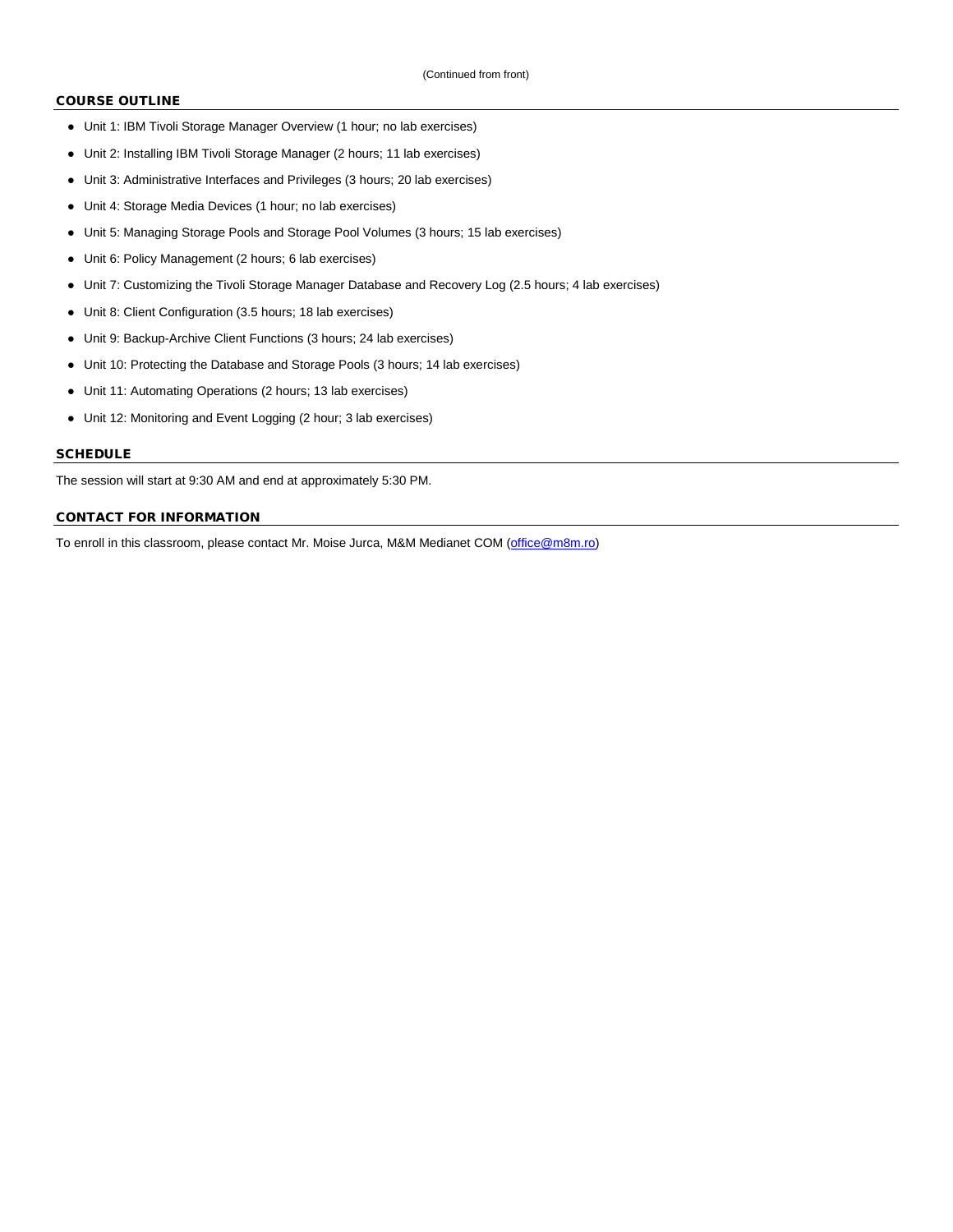(Continued from front)

## COURSE OUTLINE

- Unit 1: IBM Tivoli Storage Manager Overview (1 hour; no lab exercises)
- Unit 2: Installing IBM Tivoli Storage Manager (2 hours; 11 lab exercises)
- Unit 3: Administrative Interfaces and Privileges (3 hours; 20 lab exercises)
- Unit 4: Storage Media Devices (1 hour; no lab exercises)
- Unit 5: Managing Storage Pools and Storage Pool Volumes (3 hours; 15 lab exercises)
- Unit 6: Policy Management (2 hours; 6 lab exercises)
- Unit 7: Customizing the Tivoli Storage Manager Database and Recovery Log (2.5 hours; 4 lab exercises)
- Unit 8: Client Configuration (3.5 hours; 18 lab exercises)
- Unit 9: Backup-Archive Client Functions (3 hours; 24 lab exercises)
- Unit 10: Protecting the Database and Storage Pools (3 hours; 14 lab exercises)
- Unit 11: Automating Operations (2 hours; 13 lab exercises)
- Unit 12: Monitoring and Event Logging (2 hour; 3 lab exercises)

## SCHEDULE

The session will start at 9:30 AM and end at approximately 5:30 PM.

## CONTACT FOR INFORMATION

To enroll in this classroom, please contact Mr. Moise Jurca, M&M Medianet COM (office@m8m.ro)